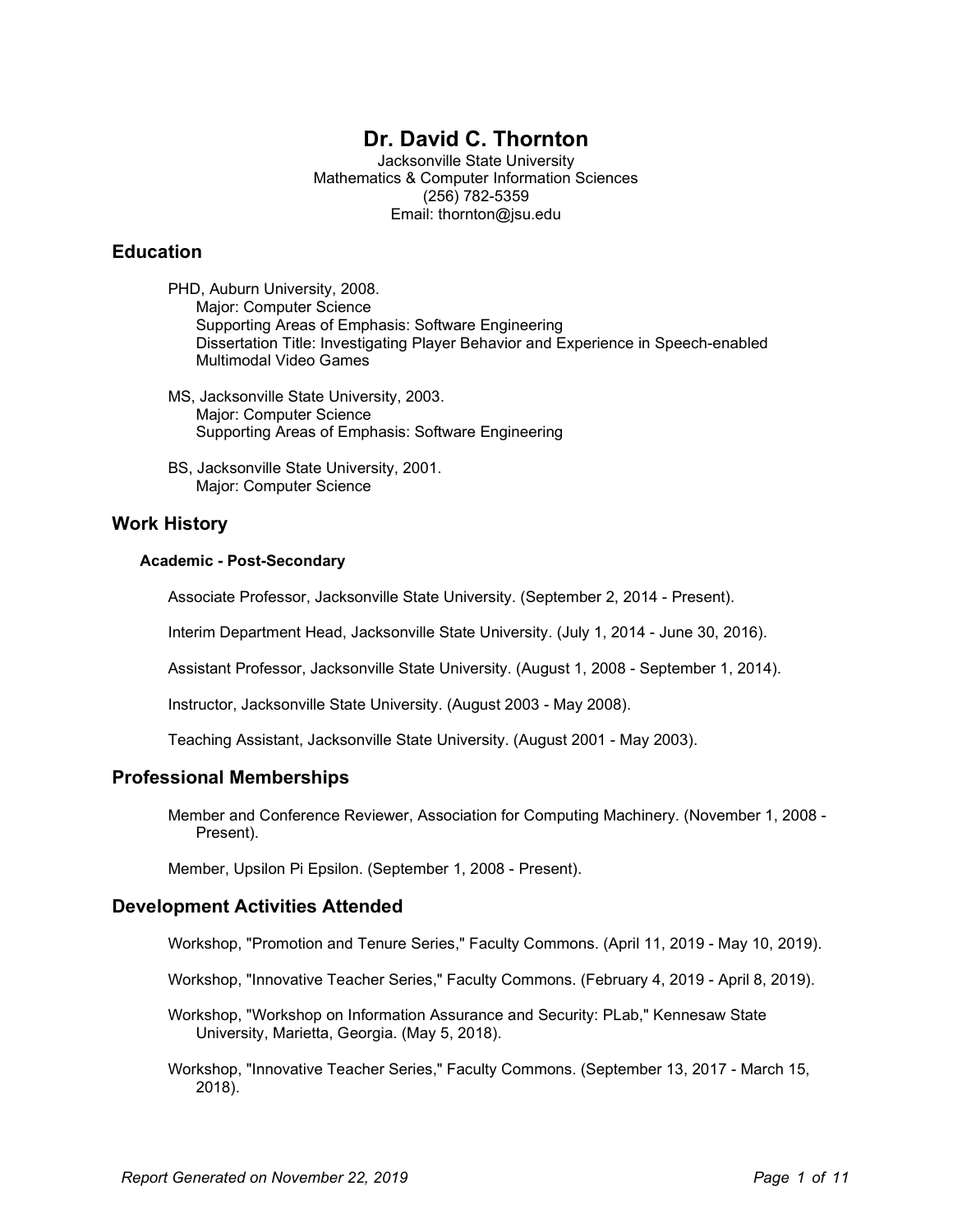# Dr. David C. Thornton

Jacksonville State University
Mathematics & Computer Information Sciences
(256) 782-5359
Email: thornton@jsu.edu

## Education

PHD, Auburn University, 2008.
Major: Computer Science
Supporting Areas of Emphasis: Software Engineering
Dissertation Title: Investigating Player Behavior and Experience in Speech-enabled Multimodal Video Games

MS, Jacksonville State University, 2003.
Major: Computer Science
Supporting Areas of Emphasis: Software Engineering

BS, Jacksonville State University, 2001.
Major: Computer Science

## Work History

### Academic - Post-Secondary

Associate Professor, Jacksonville State University. (September 2, 2014 - Present).

Interim Department Head, Jacksonville State University. (July 1, 2014 - June 30, 2016).

Assistant Professor, Jacksonville State University. (August 1, 2008 - September 1, 2014).

Instructor, Jacksonville State University. (August 2003 - May 2008).

Teaching Assistant, Jacksonville State University. (August 2001 - May 2003).

## Professional Memberships

Member and Conference Reviewer, Association for Computing Machinery. (November 1, 2008 - Present).

Member, Upsilon Pi Epsilon. (September 1, 2008 - Present).

## Development Activities Attended

Workshop, "Promotion and Tenure Series," Faculty Commons. (April 11, 2019 - May 10, 2019).

Workshop, "Innovative Teacher Series," Faculty Commons. (February 4, 2019 - April 8, 2019).

Workshop, "Workshop on Information Assurance and Security: PLab," Kennesaw State University, Marietta, Georgia. (May 5, 2018).

Workshop, "Innovative Teacher Series," Faculty Commons. (September 13, 2017 - March 15, 2018).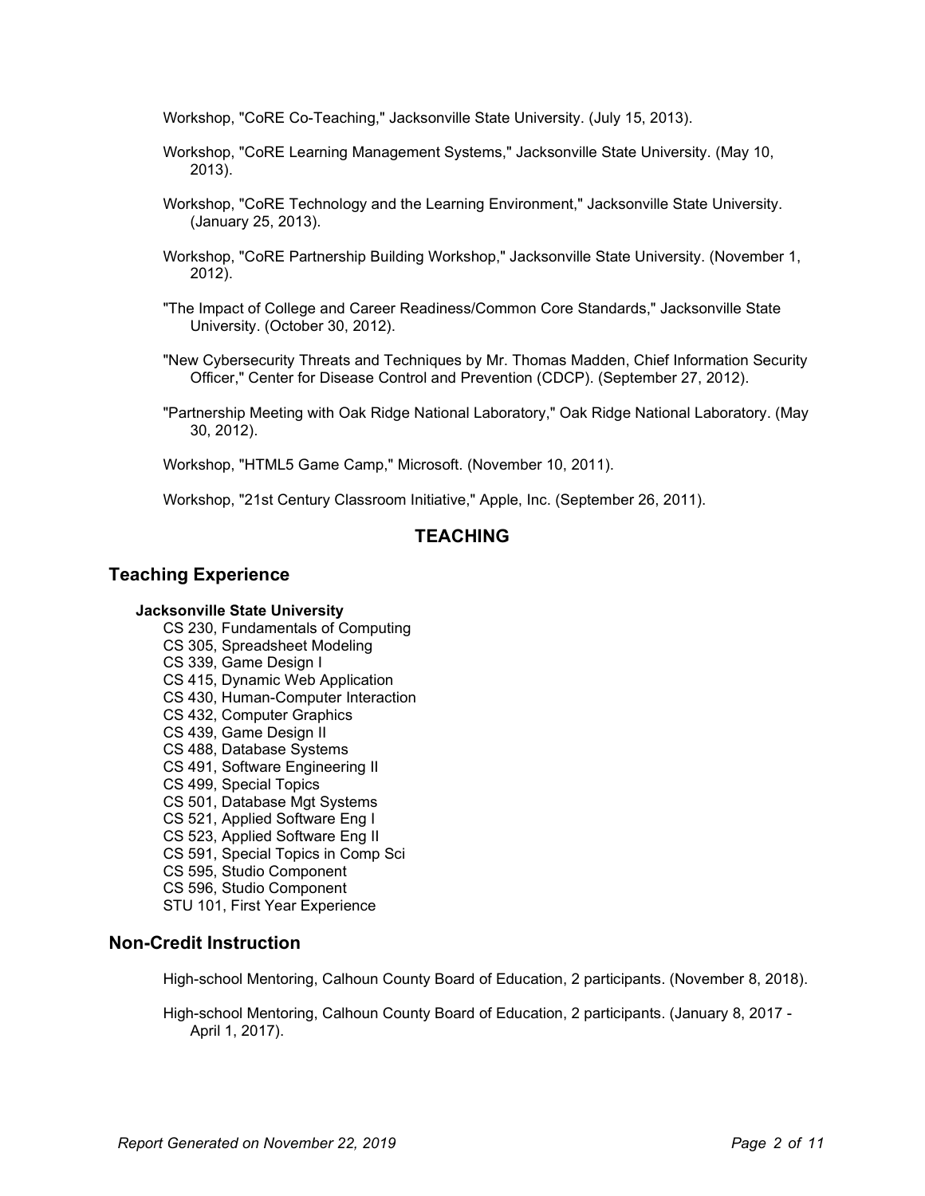Workshop, "CoRE Co-Teaching," Jacksonville State University. (July 15, 2013).

Workshop, "CoRE Learning Management Systems," Jacksonville State University. (May 10, 2013).

Workshop, "CoRE Technology and the Learning Environment," Jacksonville State University. (January 25, 2013).

Workshop, "CoRE Partnership Building Workshop," Jacksonville State University. (November 1, 2012).

"The Impact of College and Career Readiness/Common Core Standards," Jacksonville State University. (October 30, 2012).

"New Cybersecurity Threats and Techniques by Mr. Thomas Madden, Chief Information Security Officer," Center for Disease Control and Prevention (CDCP). (September 27, 2012).

"Partnership Meeting with Oak Ridge National Laboratory," Oak Ridge National Laboratory. (May 30, 2012).

Workshop, "HTML5 Game Camp," Microsoft. (November 10, 2011).

Workshop, "21st Century Classroom Initiative," Apple, Inc. (September 26, 2011).

# TEACHING

## Teaching Experience

### Jacksonville State University

- CS 230, Fundamentals of Computing
- CS 305, Spreadsheet Modeling
- CS 339, Game Design I
- CS 415, Dynamic Web Application
- CS 430, Human-Computer Interaction
- CS 432, Computer Graphics
- CS 439, Game Design II
- CS 488, Database Systems
- CS 491, Software Engineering II
- CS 499, Special Topics
- CS 501, Database Mgt Systems
- CS 521, Applied Software Eng I
- CS 523, Applied Software Eng II
- CS 591, Special Topics in Comp Sci
- CS 595, Studio Component
- CS 596, Studio Component
- STU 101, First Year Experience

## Non-Credit Instruction

High-school Mentoring, Calhoun County Board of Education, 2 participants. (November 8, 2018).

High-school Mentoring, Calhoun County Board of Education, 2 participants. (January 8, 2017 - April 1, 2017).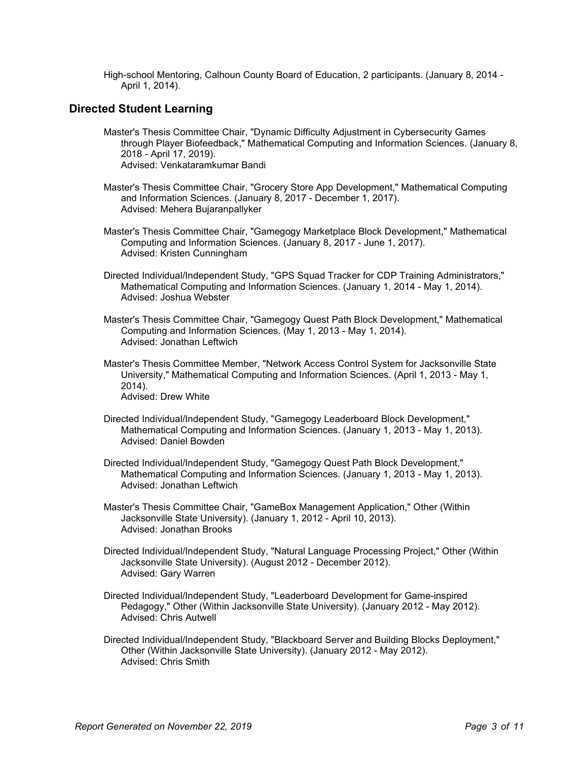High-school Mentoring, Calhoun County Board of Education, 2 participants. (January 8, 2014 - April 1, 2014).

## Directed Student Learning

Master's Thesis Committee Chair, "Dynamic Difficulty Adjustment in Cybersecurity Games through Player Biofeedback," Mathematical Computing and Information Sciences. (January 8, 2018 - April 17, 2019).
Advised: Venkataramkumar Bandi

Master's Thesis Committee Chair, "Grocery Store App Development," Mathematical Computing and Information Sciences. (January 8, 2017 - December 1, 2017).
Advised: Mehera Bujaranpallyker

Master's Thesis Committee Chair, "Gamegogy Marketplace Block Development," Mathematical Computing and Information Sciences. (January 8, 2017 - June 1, 2017).
Advised: Kristen Cunningham

Directed Individual/Independent Study, "GPS Squad Tracker for CDP Training Administrators," Mathematical Computing and Information Sciences. (January 1, 2014 - May 1, 2014).
Advised: Joshua Webster

Master's Thesis Committee Chair, "Gamegogy Quest Path Block Development," Mathematical Computing and Information Sciences. (May 1, 2013 - May 1, 2014).
Advised: Jonathan Leftwich

Master's Thesis Committee Member, "Network Access Control System for Jacksonville State University," Mathematical Computing and Information Sciences. (April 1, 2013 - May 1, 2014).
Advised: Drew White

Directed Individual/Independent Study, "Gamegogy Leaderboard Block Development," Mathematical Computing and Information Sciences. (January 1, 2013 - May 1, 2013).
Advised: Daniel Bowden

Directed Individual/Independent Study, "Gamegogy Quest Path Block Development," Mathematical Computing and Information Sciences. (January 1, 2013 - May 1, 2013).
Advised: Jonathan Leftwich

Master's Thesis Committee Chair, "GameBox Management Application," Other (Within Jacksonville State University). (January 1, 2012 - April 10, 2013).
Advised: Jonathan Brooks

Directed Individual/Independent Study, "Natural Language Processing Project," Other (Within Jacksonville State University). (August 2012 - December 2012).
Advised: Gary Warren

Directed Individual/Independent Study, "Leaderboard Development for Game-inspired Pedagogy," Other (Within Jacksonville State University). (January 2012 - May 2012).
Advised: Chris Autwell

Directed Individual/Independent Study, "Blackboard Server and Building Blocks Deployment," Other (Within Jacksonville State University). (January 2012 - May 2012).
Advised: Chris Smith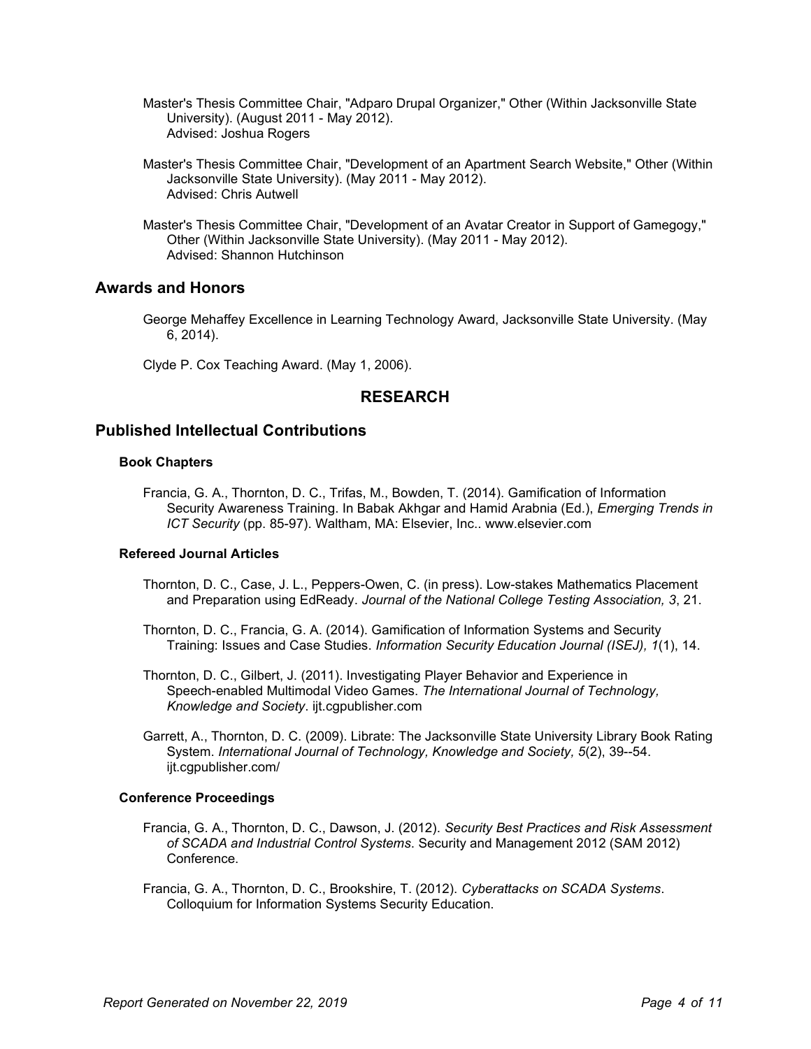Master's Thesis Committee Chair, "Adparo Drupal Organizer," Other (Within Jacksonville State University). (August 2011 - May 2012).
Advised: Joshua Rogers

Master's Thesis Committee Chair, "Development of an Apartment Search Website," Other (Within Jacksonville State University). (May 2011 - May 2012).
Advised: Chris Autwell

Master's Thesis Committee Chair, "Development of an Avatar Creator in Support of Gamegogy," Other (Within Jacksonville State University). (May 2011 - May 2012).
Advised: Shannon Hutchinson

## Awards and Honors

George Mehaffey Excellence in Learning Technology Award, Jacksonville State University. (May 6, 2014).

Clyde P. Cox Teaching Award. (May 1, 2006).

# RESEARCH

## Published Intellectual Contributions

### Book Chapters

Francia, G. A., Thornton, D. C., Trifas, M., Bowden, T. (2014). Gamification of Information Security Awareness Training. In Babak Akhgar and Hamid Arabnia (Ed.), *Emerging Trends in ICT Security* (pp. 85-97). Waltham, MA: Elsevier, Inc.. www.elsevier.com

### Refereed Journal Articles

Thornton, D. C., Case, J. L., Peppers-Owen, C. (in press). Low-stakes Mathematics Placement and Preparation using EdReady. *Journal of the National College Testing Association, 3*, 21.

Thornton, D. C., Francia, G. A. (2014). Gamification of Information Systems and Security Training: Issues and Case Studies. *Information Security Education Journal (ISEJ), 1*(1), 14.

Thornton, D. C., Gilbert, J. (2011). Investigating Player Behavior and Experience in Speech-enabled Multimodal Video Games. *The International Journal of Technology, Knowledge and Society*. ijt.cgpublisher.com

Garrett, A., Thornton, D. C. (2009). Librate: The Jacksonville State University Library Book Rating System. *International Journal of Technology, Knowledge and Society, 5*(2), 39--54. ijt.cgpublisher.com/

### Conference Proceedings

Francia, G. A., Thornton, D. C., Dawson, J. (2012). *Security Best Practices and Risk Assessment of SCADA and Industrial Control Systems*. Security and Management 2012 (SAM 2012) Conference.

Francia, G. A., Thornton, D. C., Brookshire, T. (2012). *Cyberattacks on SCADA Systems*. Colloquium for Information Systems Security Education.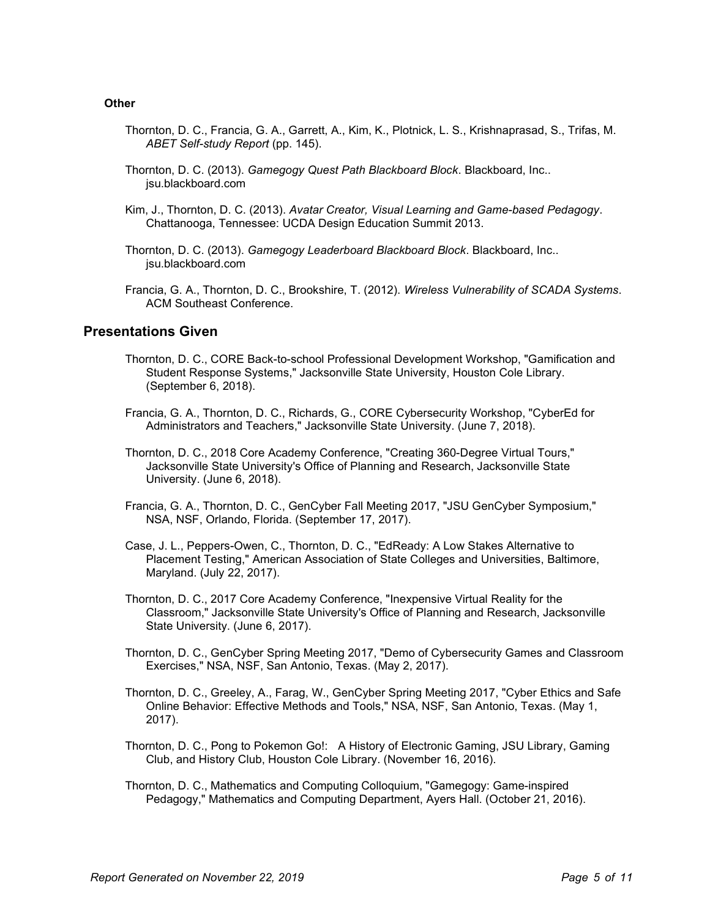### Other

Thornton, D. C., Francia, G. A., Garrett, A., Kim, K., Plotnick, L. S., Krishnaprasad, S., Trifas, M. *ABET Self-study Report* (pp. 145).

Thornton, D. C. (2013). *Gamegogy Quest Path Blackboard Block*. Blackboard, Inc.. jsu.blackboard.com

Kim, J., Thornton, D. C. (2013). *Avatar Creator, Visual Learning and Game-based Pedagogy*. Chattanooga, Tennessee: UCDA Design Education Summit 2013.

Thornton, D. C. (2013). *Gamegogy Leaderboard Blackboard Block*. Blackboard, Inc.. jsu.blackboard.com

Francia, G. A., Thornton, D. C., Brookshire, T. (2012). *Wireless Vulnerability of SCADA Systems*. ACM Southeast Conference.

## Presentations Given

Thornton, D. C., CORE Back-to-school Professional Development Workshop, "Gamification and Student Response Systems," Jacksonville State University, Houston Cole Library. (September 6, 2018).

Francia, G. A., Thornton, D. C., Richards, G., CORE Cybersecurity Workshop, "CyberEd for Administrators and Teachers," Jacksonville State University. (June 7, 2018).

Thornton, D. C., 2018 Core Academy Conference, "Creating 360-Degree Virtual Tours," Jacksonville State University's Office of Planning and Research, Jacksonville State University. (June 6, 2018).

Francia, G. A., Thornton, D. C., GenCyber Fall Meeting 2017, "JSU GenCyber Symposium," NSA, NSF, Orlando, Florida. (September 17, 2017).

Case, J. L., Peppers-Owen, C., Thornton, D. C., "EdReady: A Low Stakes Alternative to Placement Testing," American Association of State Colleges and Universities, Baltimore, Maryland. (July 22, 2017).

Thornton, D. C., 2017 Core Academy Conference, "Inexpensive Virtual Reality for the Classroom," Jacksonville State University's Office of Planning and Research, Jacksonville State University. (June 6, 2017).

Thornton, D. C., GenCyber Spring Meeting 2017, "Demo of Cybersecurity Games and Classroom Exercises," NSA, NSF, San Antonio, Texas. (May 2, 2017).

Thornton, D. C., Greeley, A., Farag, W., GenCyber Spring Meeting 2017, "Cyber Ethics and Safe Online Behavior: Effective Methods and Tools," NSA, NSF, San Antonio, Texas. (May 1, 2017).

Thornton, D. C., Pong to Pokemon Go!: A History of Electronic Gaming, JSU Library, Gaming Club, and History Club, Houston Cole Library. (November 16, 2016).

Thornton, D. C., Mathematics and Computing Colloquium, "Gamegogy: Game-inspired Pedagogy," Mathematics and Computing Department, Ayers Hall. (October 21, 2016).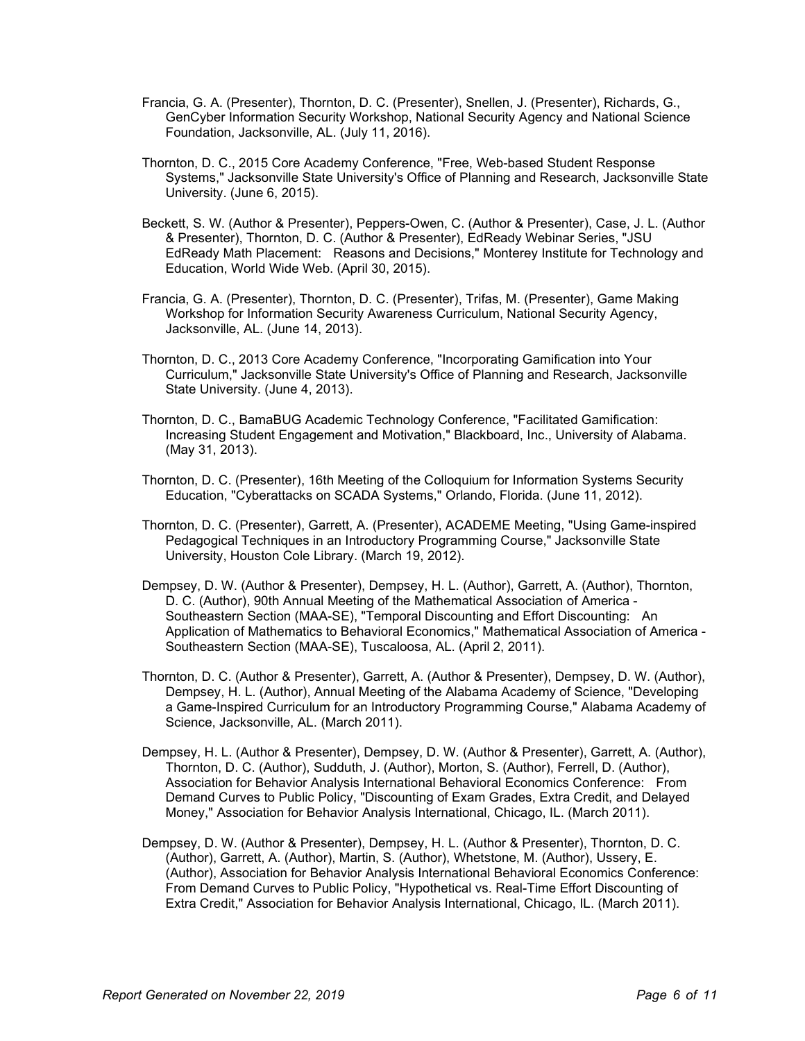Francia, G. A. (Presenter), Thornton, D. C. (Presenter), Snellen, J. (Presenter), Richards, G., GenCyber Information Security Workshop, National Security Agency and National Science Foundation, Jacksonville, AL. (July 11, 2016).

Thornton, D. C., 2015 Core Academy Conference, "Free, Web-based Student Response Systems," Jacksonville State University's Office of Planning and Research, Jacksonville State University. (June 6, 2015).

Beckett, S. W. (Author & Presenter), Peppers-Owen, C. (Author & Presenter), Case, J. L. (Author & Presenter), Thornton, D. C. (Author & Presenter), EdReady Webinar Series, "JSU EdReady Math Placement: Reasons and Decisions," Monterey Institute for Technology and Education, World Wide Web. (April 30, 2015).

Francia, G. A. (Presenter), Thornton, D. C. (Presenter), Trifas, M. (Presenter), Game Making Workshop for Information Security Awareness Curriculum, National Security Agency, Jacksonville, AL. (June 14, 2013).

Thornton, D. C., 2013 Core Academy Conference, "Incorporating Gamification into Your Curriculum," Jacksonville State University's Office of Planning and Research, Jacksonville State University. (June 4, 2013).

Thornton, D. C., BamaBUG Academic Technology Conference, "Facilitated Gamification: Increasing Student Engagement and Motivation," Blackboard, Inc., University of Alabama. (May 31, 2013).

Thornton, D. C. (Presenter), 16th Meeting of the Colloquium for Information Systems Security Education, "Cyberattacks on SCADA Systems," Orlando, Florida. (June 11, 2012).

Thornton, D. C. (Presenter), Garrett, A. (Presenter), ACADEME Meeting, "Using Game-inspired Pedagogical Techniques in an Introductory Programming Course," Jacksonville State University, Houston Cole Library. (March 19, 2012).

Dempsey, D. W. (Author & Presenter), Dempsey, H. L. (Author), Garrett, A. (Author), Thornton, D. C. (Author), 90th Annual Meeting of the Mathematical Association of America - Southeastern Section (MAA-SE), "Temporal Discounting and Effort Discounting: An Application of Mathematics to Behavioral Economics," Mathematical Association of America - Southeastern Section (MAA-SE), Tuscaloosa, AL. (April 2, 2011).

Thornton, D. C. (Author & Presenter), Garrett, A. (Author & Presenter), Dempsey, D. W. (Author), Dempsey, H. L. (Author), Annual Meeting of the Alabama Academy of Science, "Developing a Game-Inspired Curriculum for an Introductory Programming Course," Alabama Academy of Science, Jacksonville, AL. (March 2011).

Dempsey, H. L. (Author & Presenter), Dempsey, D. W. (Author & Presenter), Garrett, A. (Author), Thornton, D. C. (Author), Sudduth, J. (Author), Morton, S. (Author), Ferrell, D. (Author), Association for Behavior Analysis International Behavioral Economics Conference: From Demand Curves to Public Policy, "Discounting of Exam Grades, Extra Credit, and Delayed Money," Association for Behavior Analysis International, Chicago, IL. (March 2011).

Dempsey, D. W. (Author & Presenter), Dempsey, H. L. (Author & Presenter), Thornton, D. C. (Author), Garrett, A. (Author), Martin, S. (Author), Whetstone, M. (Author), Ussery, E. (Author), Association for Behavior Analysis International Behavioral Economics Conference: From Demand Curves to Public Policy, "Hypothetical vs. Real-Time Effort Discounting of Extra Credit," Association for Behavior Analysis International, Chicago, IL. (March 2011).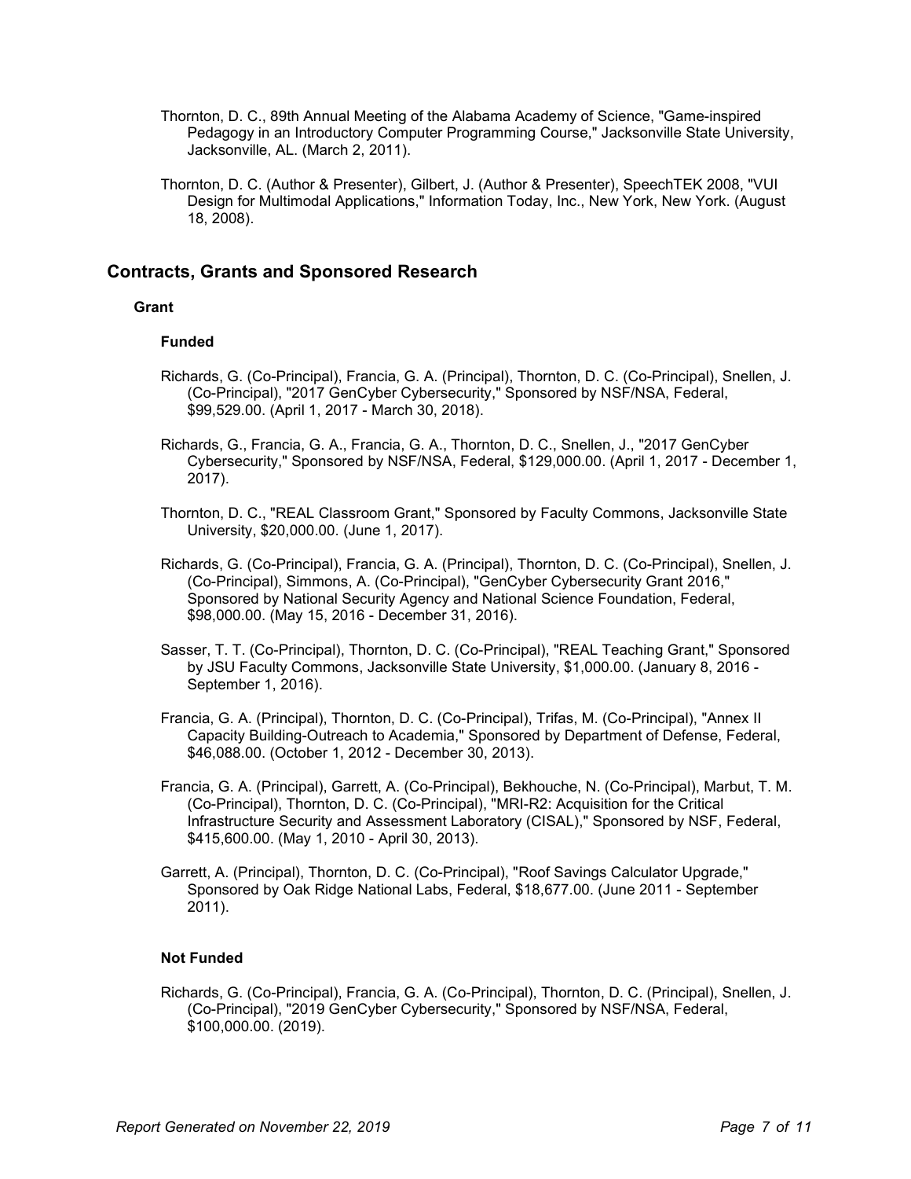Thornton, D. C., 89th Annual Meeting of the Alabama Academy of Science, "Game-inspired Pedagogy in an Introductory Computer Programming Course," Jacksonville State University, Jacksonville, AL. (March 2, 2011).

Thornton, D. C. (Author & Presenter), Gilbert, J. (Author & Presenter), SpeechTEK 2008, "VUI Design for Multimodal Applications," Information Today, Inc., New York, New York. (August 18, 2008).

## Contracts, Grants and Sponsored Research

### Grant

#### Funded

Richards, G. (Co-Principal), Francia, G. A. (Principal), Thornton, D. C. (Co-Principal), Snellen, J. (Co-Principal), "2017 GenCyber Cybersecurity," Sponsored by NSF/NSA, Federal, $99,529.00. (April 1, 2017 - March 30, 2018).

Richards, G., Francia, G. A., Francia, G. A., Thornton, D. C., Snellen, J., "2017 GenCyber Cybersecurity," Sponsored by NSF/NSA, Federal, $129,000.00. (April 1, 2017 - December 1, 2017).

Thornton, D. C., "REAL Classroom Grant," Sponsored by Faculty Commons, Jacksonville State University, $20,000.00. (June 1, 2017).

Richards, G. (Co-Principal), Francia, G. A. (Principal), Thornton, D. C. (Co-Principal), Snellen, J. (Co-Principal), Simmons, A. (Co-Principal), "GenCyber Cybersecurity Grant 2016," Sponsored by National Security Agency and National Science Foundation, Federal, $98,000.00. (May 15, 2016 - December 31, 2016).

Sasser, T. T. (Co-Principal), Thornton, D. C. (Co-Principal), "REAL Teaching Grant," Sponsored by JSU Faculty Commons, Jacksonville State University, $1,000.00. (January 8, 2016 - September 1, 2016).

Francia, G. A. (Principal), Thornton, D. C. (Co-Principal), Trifas, M. (Co-Principal), "Annex II Capacity Building-Outreach to Academia," Sponsored by Department of Defense, Federal, $46,088.00. (October 1, 2012 - December 30, 2013).

Francia, G. A. (Principal), Garrett, A. (Co-Principal), Bekhouche, N. (Co-Principal), Marbut, T. M. (Co-Principal), Thornton, D. C. (Co-Principal), "MRI-R2: Acquisition for the Critical Infrastructure Security and Assessment Laboratory (CISAL)," Sponsored by NSF, Federal, $415,600.00. (May 1, 2010 - April 30, 2013).

Garrett, A. (Principal), Thornton, D. C. (Co-Principal), "Roof Savings Calculator Upgrade," Sponsored by Oak Ridge National Labs, Federal, $18,677.00. (June 2011 - September 2011).

#### Not Funded

Richards, G. (Co-Principal), Francia, G. A. (Co-Principal), Thornton, D. C. (Principal), Snellen, J. (Co-Principal), "2019 GenCyber Cybersecurity," Sponsored by NSF/NSA, Federal, $100,000.00. (2019).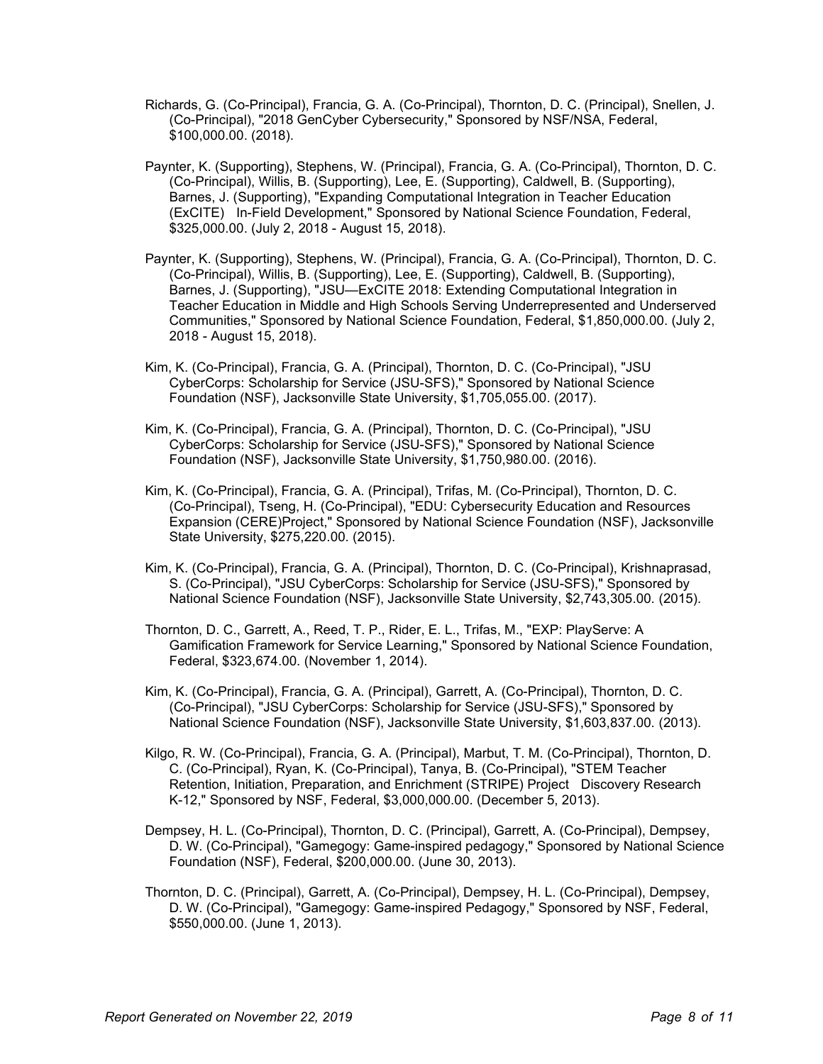Richards, G. (Co-Principal), Francia, G. A. (Co-Principal), Thornton, D. C. (Principal), Snellen, J. (Co-Principal), "2018 GenCyber Cybersecurity," Sponsored by NSF/NSA, Federal, $100,000.00. (2018).

Paynter, K. (Supporting), Stephens, W. (Principal), Francia, G. A. (Co-Principal), Thornton, D. C. (Co-Principal), Willis, B. (Supporting), Lee, E. (Supporting), Caldwell, B. (Supporting), Barnes, J. (Supporting), "Expanding Computational Integration in Teacher Education (ExCITE) In-Field Development," Sponsored by National Science Foundation, Federal, $325,000.00. (July 2, 2018 - August 15, 2018).

Paynter, K. (Supporting), Stephens, W. (Principal), Francia, G. A. (Co-Principal), Thornton, D. C. (Co-Principal), Willis, B. (Supporting), Lee, E. (Supporting), Caldwell, B. (Supporting), Barnes, J. (Supporting), "JSU—ExCITE 2018: Extending Computational Integration in Teacher Education in Middle and High Schools Serving Underrepresented and Underserved Communities," Sponsored by National Science Foundation, Federal, $1,850,000.00. (July 2, 2018 - August 15, 2018).

Kim, K. (Co-Principal), Francia, G. A. (Principal), Thornton, D. C. (Co-Principal), "JSU CyberCorps: Scholarship for Service (JSU-SFS)," Sponsored by National Science Foundation (NSF), Jacksonville State University, $1,705,055.00. (2017).

Kim, K. (Co-Principal), Francia, G. A. (Principal), Thornton, D. C. (Co-Principal), "JSU CyberCorps: Scholarship for Service (JSU-SFS)," Sponsored by National Science Foundation (NSF), Jacksonville State University, $1,750,980.00. (2016).

Kim, K. (Co-Principal), Francia, G. A. (Principal), Trifas, M. (Co-Principal), Thornton, D. C. (Co-Principal), Tseng, H. (Co-Principal), "EDU: Cybersecurity Education and Resources Expansion (CERE)Project," Sponsored by National Science Foundation (NSF), Jacksonville State University, $275,220.00. (2015).

Kim, K. (Co-Principal), Francia, G. A. (Principal), Thornton, D. C. (Co-Principal), Krishnaprasad, S. (Co-Principal), "JSU CyberCorps: Scholarship for Service (JSU-SFS)," Sponsored by National Science Foundation (NSF), Jacksonville State University, $2,743,305.00. (2015).

Thornton, D. C., Garrett, A., Reed, T. P., Rider, E. L., Trifas, M., "EXP: PlayServe: A Gamification Framework for Service Learning," Sponsored by National Science Foundation, Federal, $323,674.00. (November 1, 2014).

Kim, K. (Co-Principal), Francia, G. A. (Principal), Garrett, A. (Co-Principal), Thornton, D. C. (Co-Principal), "JSU CyberCorps: Scholarship for Service (JSU-SFS)," Sponsored by National Science Foundation (NSF), Jacksonville State University, $1,603,837.00. (2013).

Kilgo, R. W. (Co-Principal), Francia, G. A. (Principal), Marbut, T. M. (Co-Principal), Thornton, D. C. (Co-Principal), Ryan, K. (Co-Principal), Tanya, B. (Co-Principal), "STEM Teacher Retention, Initiation, Preparation, and Enrichment (STRIPE) Project Discovery Research K-12," Sponsored by NSF, Federal, $3,000,000.00. (December 5, 2013).

Dempsey, H. L. (Co-Principal), Thornton, D. C. (Principal), Garrett, A. (Co-Principal), Dempsey, D. W. (Co-Principal), "Gamegogy: Game-inspired pedagogy," Sponsored by National Science Foundation (NSF), Federal, $200,000.00. (June 30, 2013).

Thornton, D. C. (Principal), Garrett, A. (Co-Principal), Dempsey, H. L. (Co-Principal), Dempsey, D. W. (Co-Principal), "Gamegogy: Game-inspired Pedagogy," Sponsored by NSF, Federal, $550,000.00. (June 1, 2013).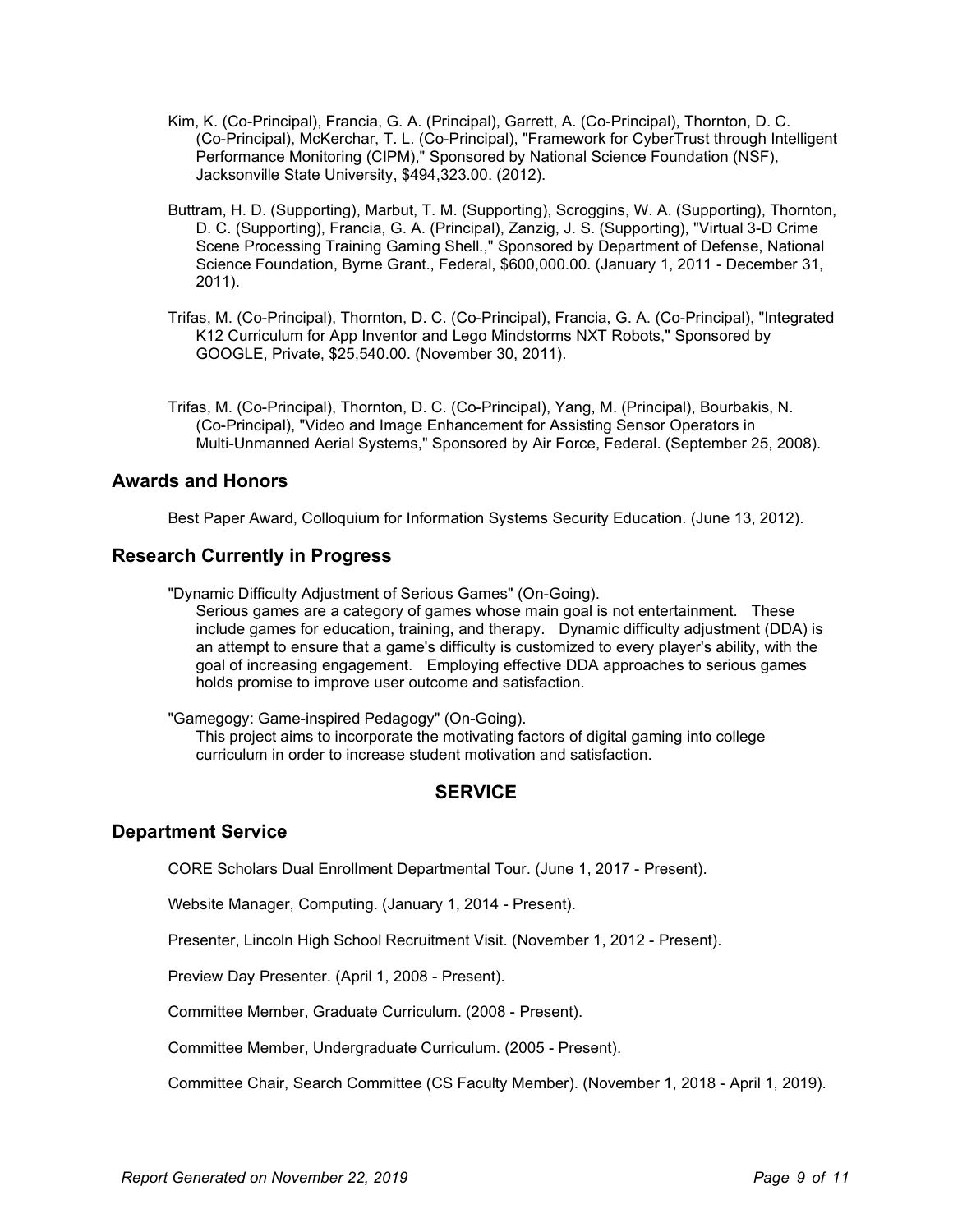Kim, K. (Co-Principal), Francia, G. A. (Principal), Garrett, A. (Co-Principal), Thornton, D. C. (Co-Principal), McKerchar, T. L. (Co-Principal), "Framework for CyberTrust through Intelligent Performance Monitoring (CIPM)," Sponsored by National Science Foundation (NSF), Jacksonville State University, $494,323.00. (2012).

Buttram, H. D. (Supporting), Marbut, T. M. (Supporting), Scroggins, W. A. (Supporting), Thornton, D. C. (Supporting), Francia, G. A. (Principal), Zanzig, J. S. (Supporting), "Virtual 3-D Crime Scene Processing Training Gaming Shell.," Sponsored by Department of Defense, National Science Foundation, Byrne Grant., Federal, $600,000.00. (January 1, 2011 - December 31, 2011).

Trifas, M. (Co-Principal), Thornton, D. C. (Co-Principal), Francia, G. A. (Co-Principal), "Integrated K12 Curriculum for App Inventor and Lego Mindstorms NXT Robots," Sponsored by GOOGLE, Private, $25,540.00. (November 30, 2011).

Trifas, M. (Co-Principal), Thornton, D. C. (Co-Principal), Yang, M. (Principal), Bourbakis, N. (Co-Principal), "Video and Image Enhancement for Assisting Sensor Operators in Multi-Unmanned Aerial Systems," Sponsored by Air Force, Federal. (September 25, 2008).

## Awards and Honors

Best Paper Award, Colloquium for Information Systems Security Education. (June 13, 2012).

## Research Currently in Progress

"Dynamic Difficulty Adjustment of Serious Games" (On-Going).
Serious games are a category of games whose main goal is not entertainment. These include games for education, training, and therapy. Dynamic difficulty adjustment (DDA) is an attempt to ensure that a game's difficulty is customized to every player's ability, with the goal of increasing engagement. Employing effective DDA approaches to serious games holds promise to improve user outcome and satisfaction.

"Gamegogy: Game-inspired Pedagogy" (On-Going).
This project aims to incorporate the motivating factors of digital gaming into college curriculum in order to increase student motivation and satisfaction.

# SERVICE

## Department Service

CORE Scholars Dual Enrollment Departmental Tour. (June 1, 2017 - Present).

Website Manager, Computing. (January 1, 2014 - Present).

Presenter, Lincoln High School Recruitment Visit. (November 1, 2012 - Present).

Preview Day Presenter. (April 1, 2008 - Present).

Committee Member, Graduate Curriculum. (2008 - Present).

Committee Member, Undergraduate Curriculum. (2005 - Present).

Committee Chair, Search Committee (CS Faculty Member). (November 1, 2018 - April 1, 2019).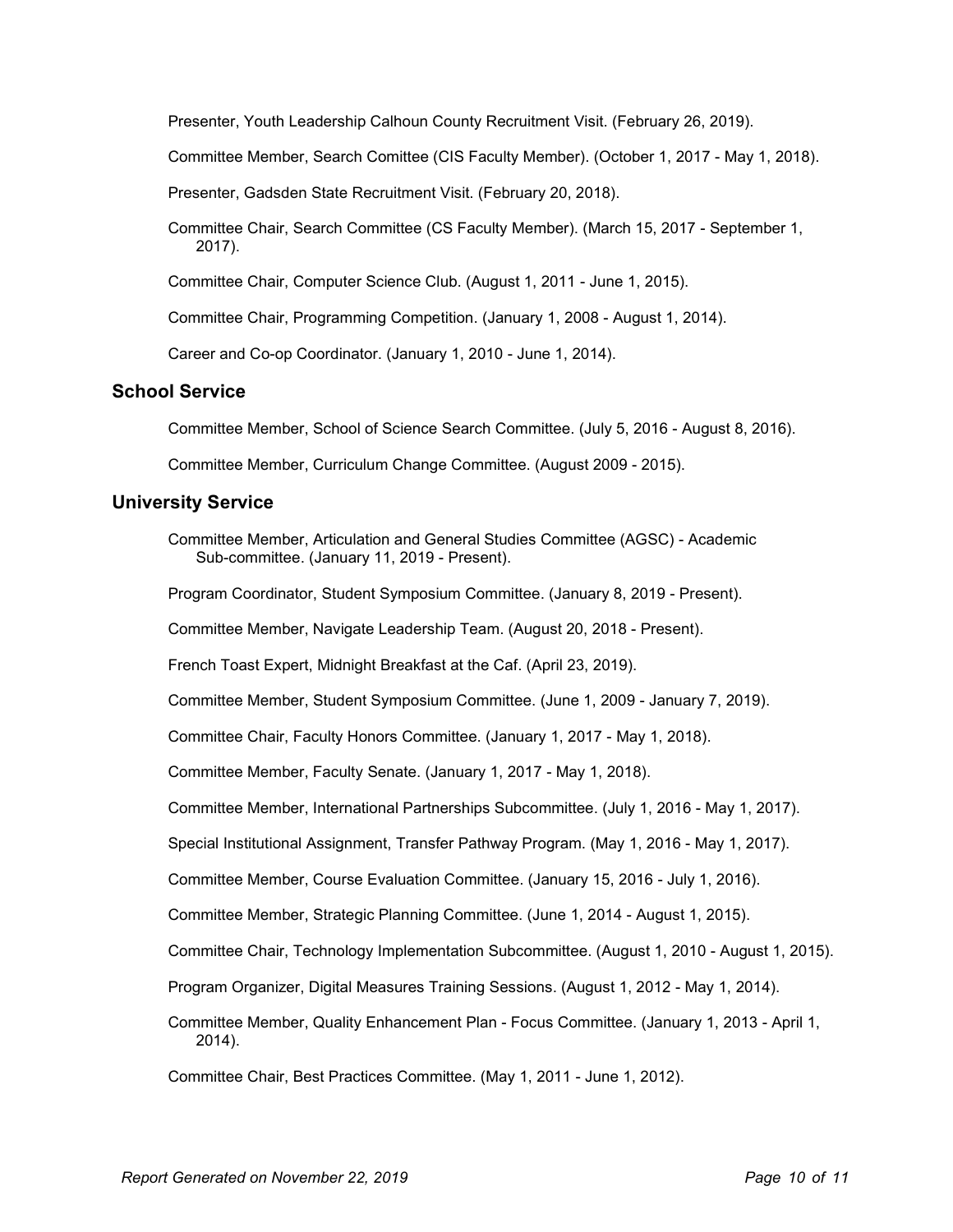Presenter, Youth Leadership Calhoun County Recruitment Visit. (February 26, 2019).

Committee Member, Search Comittee (CIS Faculty Member). (October 1, 2017 - May 1, 2018).

Presenter, Gadsden State Recruitment Visit. (February 20, 2018).

Committee Chair, Search Committee (CS Faculty Member). (March 15, 2017 - September 1, 2017).

Committee Chair, Computer Science Club. (August 1, 2011 - June 1, 2015).

Committee Chair, Programming Competition. (January 1, 2008 - August 1, 2014).

Career and Co-op Coordinator. (January 1, 2010 - June 1, 2014).

## School Service

Committee Member, School of Science Search Committee. (July 5, 2016 - August 8, 2016).

Committee Member, Curriculum Change Committee. (August 2009 - 2015).

## University Service

Committee Member, Articulation and General Studies Committee (AGSC) - Academic Sub-committee. (January 11, 2019 - Present).

Program Coordinator, Student Symposium Committee. (January 8, 2019 - Present).

Committee Member, Navigate Leadership Team. (August 20, 2018 - Present).

French Toast Expert, Midnight Breakfast at the Caf. (April 23, 2019).

Committee Member, Student Symposium Committee. (June 1, 2009 - January 7, 2019).

Committee Chair, Faculty Honors Committee. (January 1, 2017 - May 1, 2018).

Committee Member, Faculty Senate. (January 1, 2017 - May 1, 2018).

Committee Member, International Partnerships Subcommittee. (July 1, 2016 - May 1, 2017).

Special Institutional Assignment, Transfer Pathway Program. (May 1, 2016 - May 1, 2017).

Committee Member, Course Evaluation Committee. (January 15, 2016 - July 1, 2016).

Committee Member, Strategic Planning Committee. (June 1, 2014 - August 1, 2015).

Committee Chair, Technology Implementation Subcommittee. (August 1, 2010 - August 1, 2015).

Program Organizer, Digital Measures Training Sessions. (August 1, 2012 - May 1, 2014).

Committee Member, Quality Enhancement Plan - Focus Committee. (January 1, 2013 - April 1, 2014).

Committee Chair, Best Practices Committee. (May 1, 2011 - June 1, 2012).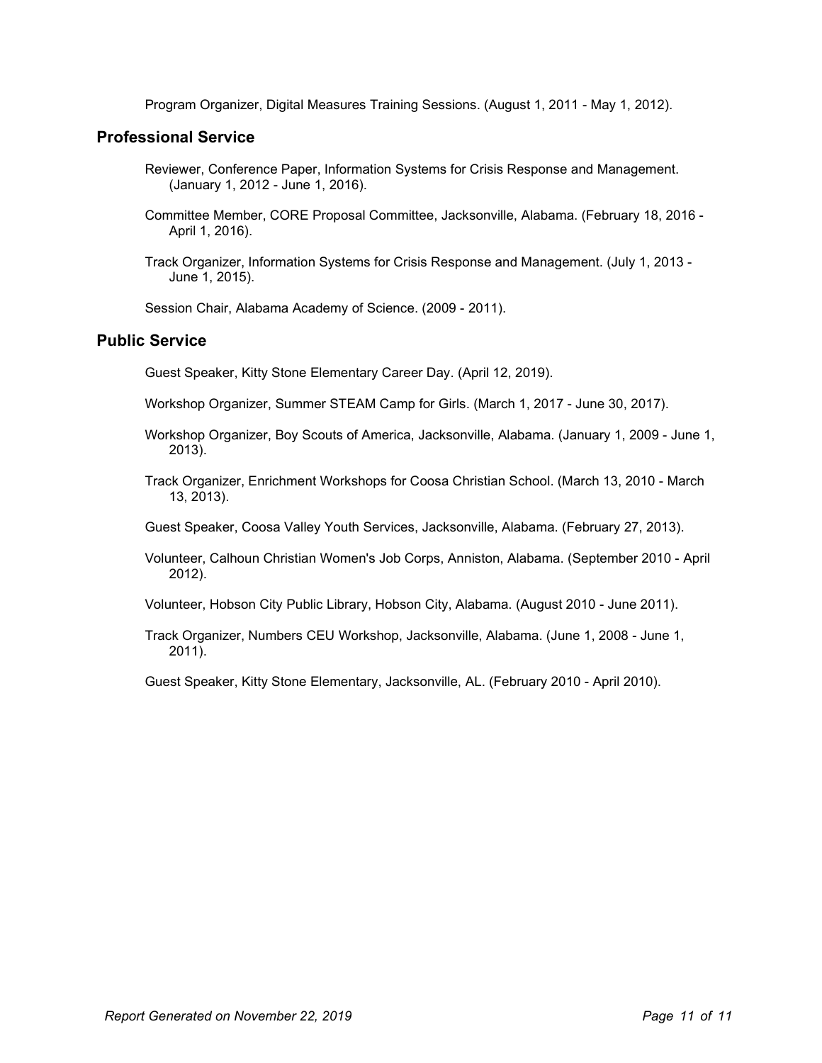Program Organizer, Digital Measures Training Sessions. (August 1, 2011 - May 1, 2012).

## Professional Service

Reviewer, Conference Paper, Information Systems for Crisis Response and Management. (January 1, 2012 - June 1, 2016).

Committee Member, CORE Proposal Committee, Jacksonville, Alabama. (February 18, 2016 - April 1, 2016).

Track Organizer, Information Systems for Crisis Response and Management. (July 1, 2013 - June 1, 2015).

Session Chair, Alabama Academy of Science. (2009 - 2011).

## Public Service

Guest Speaker, Kitty Stone Elementary Career Day. (April 12, 2019).

Workshop Organizer, Summer STEAM Camp for Girls. (March 1, 2017 - June 30, 2017).

Workshop Organizer, Boy Scouts of America, Jacksonville, Alabama. (January 1, 2009 - June 1, 2013).

Track Organizer, Enrichment Workshops for Coosa Christian School. (March 13, 2010 - March 13, 2013).

Guest Speaker, Coosa Valley Youth Services, Jacksonville, Alabama. (February 27, 2013).

Volunteer, Calhoun Christian Women's Job Corps, Anniston, Alabama. (September 2010 - April 2012).

Volunteer, Hobson City Public Library, Hobson City, Alabama. (August 2010 - June 2011).

Track Organizer, Numbers CEU Workshop, Jacksonville, Alabama. (June 1, 2008 - June 1, 2011).

Guest Speaker, Kitty Stone Elementary, Jacksonville, AL. (February 2010 - April 2010).